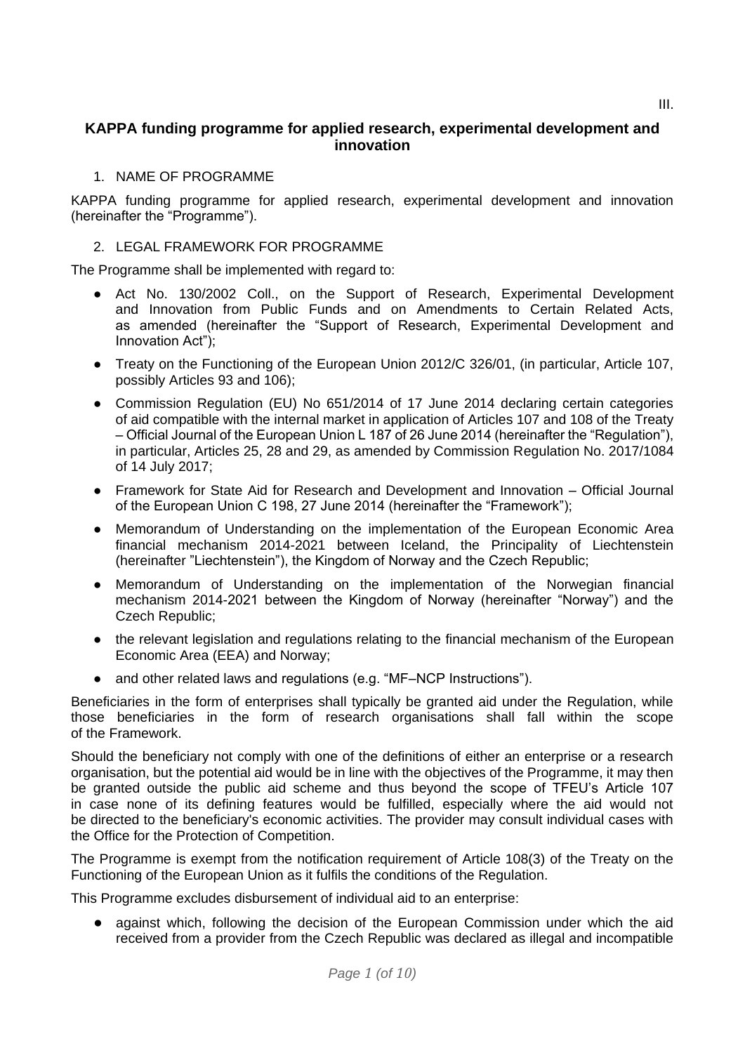III.

## KAPPA funding programme for applied research, experimental development and innovation

1. NAME OF PROGRAMME

KAPPA funding programme for applied research, experimental development and innovation (hereinafter the "Programme").

2. LEGAL FRAMEWORK FOR PROGRAMME

The Programme shall be implemented with regard to:

- Act No. 130/2002 Coll., on the Support of Research, Experimental Development and Innovation from Public Funds and on Amendments to Certain Related Acts, as amended (hereinafter the "Support of Research, Experimental Development and Innovation Act");
- Treaty on the Functioning of the European Union 2012/C 326/01, (in particular, Article 107, possibly Articles 93 and 106);
- Commission Regulation (EU) No 651/2014 of 17 June 2014 declaring certain categories of aid compatible with the internal market in application of Articles 107 and 108 of the Treaty – Official Journal of the European Union L 187 of 26 June 2014 (hereinafter the "Regulation"), in particular, Articles 25, 28 and 29, as amended by Commission Regulation No. 2017/1084 of 14 July 2017;
- Framework for State Aid for Research and Development and Innovation – Official Journal of the European Union C 198, 27 June 2014 (hereinafter the "Framework");
- Memorandum of Understanding on the implementation of the European Economic Area financial mechanism 2014-2021 between Iceland, the Principality of Liechtenstein (hereinafter "Liechtenstein"), the Kingdom of Norway and the Czech Republic;
- Memorandum of Understanding on the implementation of the Norwegian financial mechanism 2014-2021 between the Kingdom of Norway (hereinafter "Norway") and the Czech Republic;
- the relevant legislation and regulations relating to the financial mechanism of the European Economic Area (EEA) and Norway;
- and other related laws and regulations (e.g. "MF–NCP Instructions").

Beneficiaries in the form of enterprises shall typically be granted aid under the Regulation, while those beneficiaries in the form of research organisations shall fall within the scope of the Framework.

Should the beneficiary not comply with one of the definitions of either an enterprise or a research organisation, but the potential aid would be in line with the objectives of the Programme, it may then be granted outside the public aid scheme and thus beyond the scope of TFEU's Article 107 in case none of its defining features would be fulfilled, especially where the aid would not be directed to the beneficiary's economic activities. The provider may consult individual cases with the Office for the Protection of Competition.

The Programme is exempt from the notification requirement of Article 108(3) of the Treaty on the Functioning of the European Union as it fulfils the conditions of the Regulation.

This Programme excludes disbursement of individual aid to an enterprise:

- against which, following the decision of the European Commission under which the aid received from a provider from the Czech Republic was declared as illegal and incompatible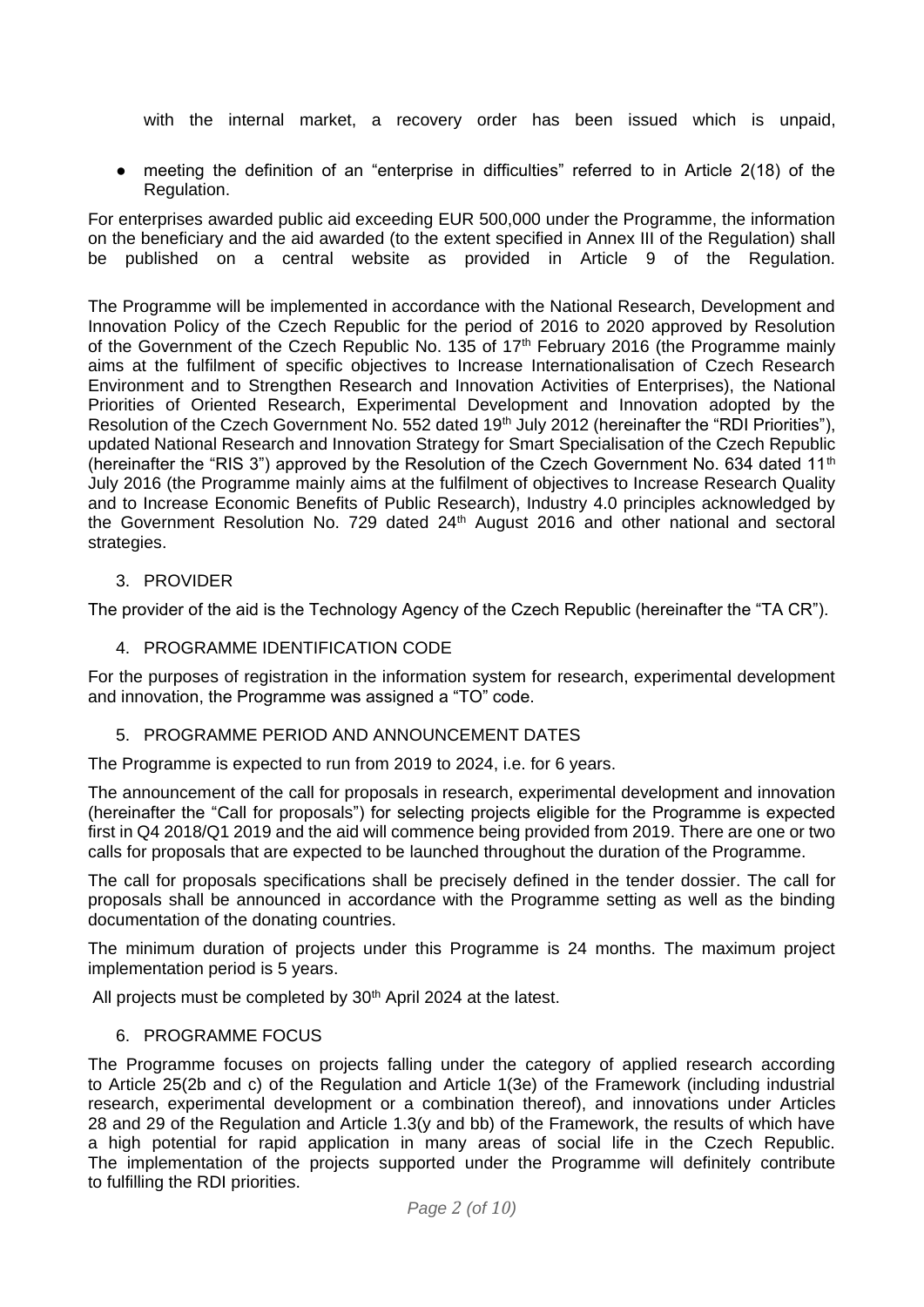with the internal market, a recovery order has been issued which is unpaid,

- meeting the definition of an "enterprise in difficulties" referred to in Article 2(18) of the Regulation.

For enterprises awarded public aid exceeding EUR 500,000 under the Programme, the information on the beneficiary and the aid awarded (to the extent specified in Annex III of the Regulation) shall be published on a central website as provided in Article 9 of the Regulation.

The Programme will be implemented in accordance with the National Research, Development and Innovation Policy of the Czech Republic for the period of 2016 to 2020 approved by Resolution of the Government of the Czech Republic No. 135 of 17th February 2016 (the Programme mainly aims at the fulfilment of specific objectives to Increase Internationalisation of Czech Research Environment and to Strengthen Research and Innovation Activities of Enterprises), the National Priorities of Oriented Research, Experimental Development and Innovation adopted by the Resolution of the Czech Government No. 552 dated 19th July 2012 (hereinafter the "RDI Priorities"), updated National Research and Innovation Strategy for Smart Specialisation of the Czech Republic (hereinafter the "RIS 3") approved by the Resolution of the Czech Government No. 634 dated 11th July 2016 (the Programme mainly aims at the fulfilment of objectives to Increase Research Quality and to Increase Economic Benefits of Public Research), Industry 4.0 principles acknowledged by the Government Resolution No. 729 dated 24th August 2016 and other national and sectoral strategies.

## 3. PROVIDER

The provider of the aid is the Technology Agency of the Czech Republic (hereinafter the "TA CR").

## 4. PROGRAMME IDENTIFICATION CODE

For the purposes of registration in the information system for research, experimental development and innovation, the Programme was assigned a "TO" code.

## 5. PROGRAMME PERIOD AND ANNOUNCEMENT DATES

The Programme is expected to run from 2019 to 2024, i.e. for 6 years.

The announcement of the call for proposals in research, experimental development and innovation (hereinafter the "Call for proposals") for selecting projects eligible for the Programme is expected first in Q4 2018/Q1 2019 and the aid will commence being provided from 2019. There are one or two calls for proposals that are expected to be launched throughout the duration of the Programme.

The call for proposals specifications shall be precisely defined in the tender dossier. The call for proposals shall be announced in accordance with the Programme setting as well as the binding documentation of the donating countries.

The minimum duration of projects under this Programme is 24 months. The maximum project implementation period is 5 years.

All projects must be completed by 30th April 2024 at the latest.

## 6. PROGRAMME FOCUS

The Programme focuses on projects falling under the category of applied research according to Article 25(2b and c) of the Regulation and Article 1(3e) of the Framework (including industrial research, experimental development or a combination thereof), and innovations under Articles 28 and 29 of the Regulation and Article 1.3(y and bb) of the Framework, the results of which have a high potential for rapid application in many areas of social life in the Czech Republic. The implementation of the projects supported under the Programme will definitely contribute to fulfilling the RDI priorities.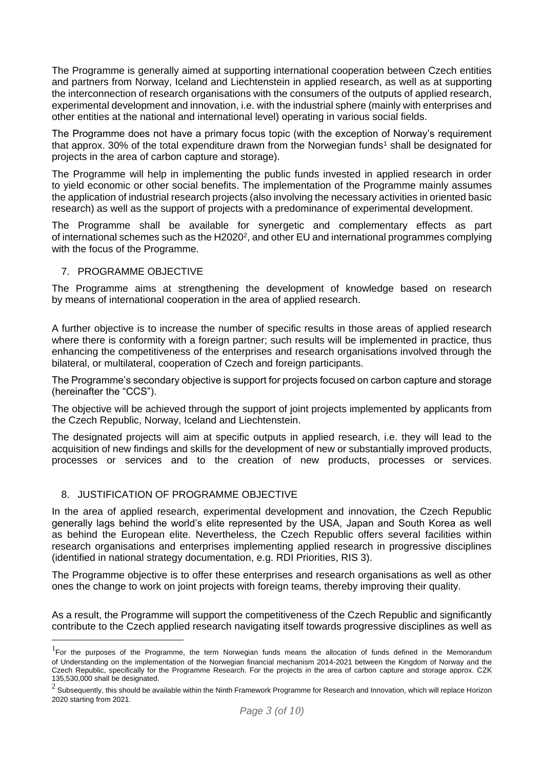The Programme is generally aimed at supporting international cooperation between Czech entities and partners from Norway, Iceland and Liechtenstein in applied research, as well as at supporting the interconnection of research organisations with the consumers of the outputs of applied research, experimental development and innovation, i.e. with the industrial sphere (mainly with enterprises and other entities at the national and international level) operating in various social fields.

The Programme does not have a primary focus topic (with the exception of Norway's requirement that approx. 30% of the total expenditure drawn from the Norwegian funds[1] shall be designated for projects in the area of carbon capture and storage).

The Programme will help in implementing the public funds invested in applied research in order to yield economic or other social benefits. The implementation of the Programme mainly assumes the application of industrial research projects (also involving the necessary activities in oriented basic research) as well as the support of projects with a predominance of experimental development.

The Programme shall be available for synergetic and complementary effects as part of international schemes such as the H2020[2], and other EU and international programmes complying with the focus of the Programme.

## 7. PROGRAMME OBJECTIVE

The Programme aims at strengthening the development of knowledge based on research by means of international cooperation in the area of applied research.

A further objective is to increase the number of specific results in those areas of applied research where there is conformity with a foreign partner; such results will be implemented in practice, thus enhancing the competitiveness of the enterprises and research organisations involved through the bilateral, or multilateral, cooperation of Czech and foreign participants.

The Programme's secondary objective is support for projects focused on carbon capture and storage (hereinafter the "CCS").

The objective will be achieved through the support of joint projects implemented by applicants from the Czech Republic, Norway, Iceland and Liechtenstein.

The designated projects will aim at specific outputs in applied research, i.e. they will lead to the acquisition of new findings and skills for the development of new or substantially improved products, processes or services and to the creation of new products, processes or services.

## 8. JUSTIFICATION OF PROGRAMME OBJECTIVE

In the area of applied research, experimental development and innovation, the Czech Republic generally lags behind the world's elite represented by the USA, Japan and South Korea as well as behind the European elite. Nevertheless, the Czech Republic offers several facilities within research organisations and enterprises implementing applied research in progressive disciplines (identified in national strategy documentation, e.g. RDI Priorities, RIS 3).

The Programme objective is to offer these enterprises and research organisations as well as other ones the change to work on joint projects with foreign teams, thereby improving their quality.

As a result, the Programme will support the competitiveness of the Czech Republic and significantly contribute to the Czech applied research navigating itself towards progressive disciplines as well as

---

[1] For the purposes of the Programme, the term Norwegian funds means the allocation of funds defined in the Memorandum of Understanding on the implementation of the Norwegian financial mechanism 2014-2021 between the Kingdom of Norway and the Czech Republic, specifically for the Programme Research. For the projects in the area of carbon capture and storage approx. CZK 135,530,000 shall be designated.

[2] Subsequently, this should be available within the Ninth Framework Programme for Research and Innovation, which will replace Horizon 2020 starting from 2021.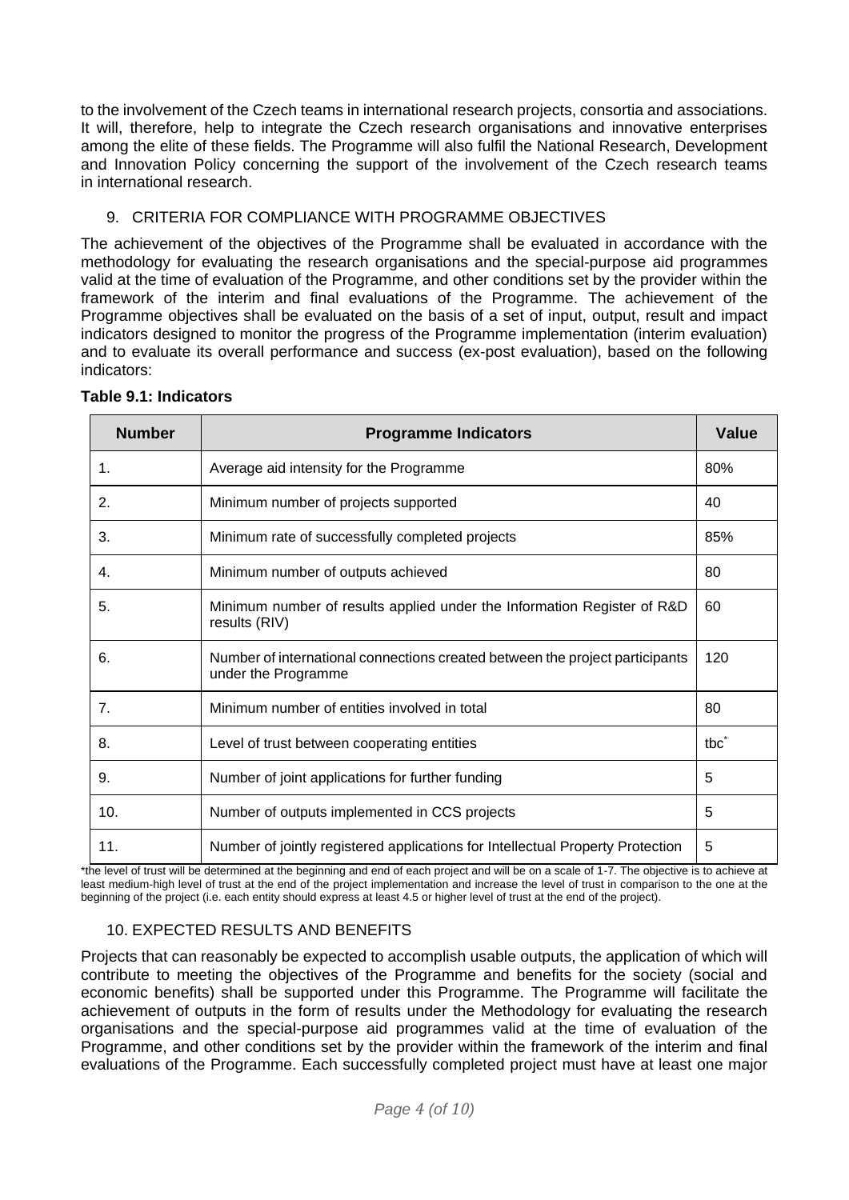to the involvement of the Czech teams in international research projects, consortia and associations. It will, therefore, help to integrate the Czech research organisations and innovative enterprises among the elite of these fields. The Programme will also fulfil the National Research, Development and Innovation Policy concerning the support of the involvement of the Czech research teams in international research.

## 9. CRITERIA FOR COMPLIANCE WITH PROGRAMME OBJECTIVES

The achievement of the objectives of the Programme shall be evaluated in accordance with the methodology for evaluating the research organisations and the special-purpose aid programmes valid at the time of evaluation of the Programme, and other conditions set by the provider within the framework of the interim and final evaluations of the Programme. The achievement of the Programme objectives shall be evaluated on the basis of a set of input, output, result and impact indicators designed to monitor the progress of the Programme implementation (interim evaluation) and to evaluate its overall performance and success (ex-post evaluation), based on the following indicators:

**Table 9.1: Indicators**

| Number | Programme Indicators | Value |
|---|---|---|
| 1. | Average aid intensity for the Programme | 80% |
| 2. | Minimum number of projects supported | 40 |
| 3. | Minimum rate of successfully completed projects | 85% |
| 4. | Minimum number of outputs achieved | 80 |
| 5. | Minimum number of results applied under the Information Register of R&D results (RIV) | 60 |
| 6. | Number of international connections created between the project participants under the Programme | 120 |
| 7. | Minimum number of entities involved in total | 80 |
| 8. | Level of trust between cooperating entities | tbc* |
| 9. | Number of joint applications for further funding | 5 |
| 10. | Number of outputs implemented in CCS projects | 5 |
| 11. | Number of jointly registered applications for Intellectual Property Protection | 5 |

*the level of trust will be determined at the beginning and end of each project and will be on a scale of 1-7. The objective is to achieve at least medium-high level of trust at the end of the project implementation and increase the level of trust in comparison to the one at the beginning of the project (i.e. each entity should express at least 4.5 or higher level of trust at the end of the project).

## 10. EXPECTED RESULTS AND BENEFITS

Projects that can reasonably be expected to accomplish usable outputs, the application of which will contribute to meeting the objectives of the Programme and benefits for the society (social and economic benefits) shall be supported under this Programme. The Programme will facilitate the achievement of outputs in the form of results under the Methodology for evaluating the research organisations and the special-purpose aid programmes valid at the time of evaluation of the Programme, and other conditions set by the provider within the framework of the interim and final evaluations of the Programme. Each successfully completed project must have at least one major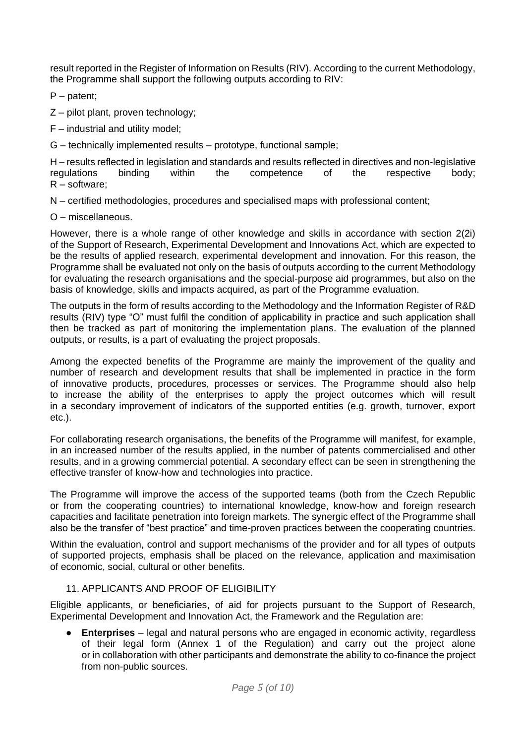result reported in the Register of Information on Results (RIV). According to the current Methodology, the Programme shall support the following outputs according to RIV:

P – patent;

Z – pilot plant, proven technology;

F – industrial and utility model;

G – technically implemented results – prototype, functional sample;

H – results reflected in legislation and standards and results reflected in directives and non-legislative regulations binding within the competence of the respective body;
R – software;

N – certified methodologies, procedures and specialised maps with professional content;

O – miscellaneous.

However, there is a whole range of other knowledge and skills in accordance with section 2(2i) of the Support of Research, Experimental Development and Innovations Act, which are expected to be the results of applied research, experimental development and innovation. For this reason, the Programme shall be evaluated not only on the basis of outputs according to the current Methodology for evaluating the research organisations and the special-purpose aid programmes, but also on the basis of knowledge, skills and impacts acquired, as part of the Programme evaluation.

The outputs in the form of results according to the Methodology and the Information Register of R&D results (RIV) type "O" must fulfil the condition of applicability in practice and such application shall then be tracked as part of monitoring the implementation plans. The evaluation of the planned outputs, or results, is a part of evaluating the project proposals.

Among the expected benefits of the Programme are mainly the improvement of the quality and number of research and development results that shall be implemented in practice in the form of innovative products, procedures, processes or services. The Programme should also help to increase the ability of the enterprises to apply the project outcomes which will result in a secondary improvement of indicators of the supported entities (e.g. growth, turnover, export etc.).

For collaborating research organisations, the benefits of the Programme will manifest, for example, in an increased number of the results applied, in the number of patents commercialised and other results, and in a growing commercial potential. A secondary effect can be seen in strengthening the effective transfer of know-how and technologies into practice.

The Programme will improve the access of the supported teams (both from the Czech Republic or from the cooperating countries) to international knowledge, know-how and foreign research capacities and facilitate penetration into foreign markets. The synergic effect of the Programme shall also be the transfer of "best practice" and time-proven practices between the cooperating countries.

Within the evaluation, control and support mechanisms of the provider and for all types of outputs of supported projects, emphasis shall be placed on the relevance, application and maximisation of economic, social, cultural or other benefits.

## 11. APPLICANTS AND PROOF OF ELIGIBILITY

Eligible applicants, or beneficiaries, of aid for projects pursuant to the Support of Research, Experimental Development and Innovation Act, the Framework and the Regulation are:

- **Enterprises** – legal and natural persons who are engaged in economic activity, regardless of their legal form (Annex 1 of the Regulation) and carry out the project alone or in collaboration with other participants and demonstrate the ability to co-finance the project from non-public sources.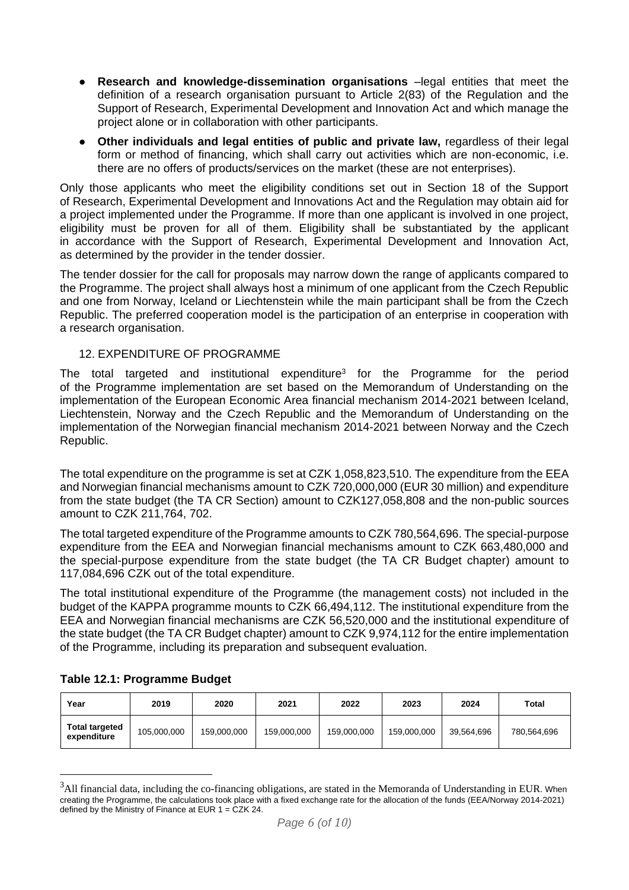- **Research and knowledge-dissemination organisations** –legal entities that meet the definition of a research organisation pursuant to Article 2(83) of the Regulation and the Support of Research, Experimental Development and Innovation Act and which manage the project alone or in collaboration with other participants.
- **Other individuals and legal entities of public and private law,** regardless of their legal form or method of financing, which shall carry out activities which are non-economic, i.e. there are no offers of products/services on the market (these are not enterprises).

Only those applicants who meet the eligibility conditions set out in Section 18 of the Support of Research, Experimental Development and Innovations Act and the Regulation may obtain aid for a project implemented under the Programme. If more than one applicant is involved in one project, eligibility must be proven for all of them. Eligibility shall be substantiated by the applicant in accordance with the Support of Research, Experimental Development and Innovation Act, as determined by the provider in the tender dossier.

The tender dossier for the call for proposals may narrow down the range of applicants compared to the Programme. The project shall always host a minimum of one applicant from the Czech Republic and one from Norway, Iceland or Liechtenstein while the main participant shall be from the Czech Republic. The preferred cooperation model is the participation of an enterprise in cooperation with a research organisation.

## 12. EXPENDITURE OF PROGRAMME

The total targeted and institutional expenditure[3] for the Programme for the period of the Programme implementation are set based on the Memorandum of Understanding on the implementation of the European Economic Area financial mechanism 2014-2021 between Iceland, Liechtenstein, Norway and the Czech Republic and the Memorandum of Understanding on the implementation of the Norwegian financial mechanism 2014-2021 between Norway and the Czech Republic.

The total expenditure on the programme is set at CZK 1,058,823,510. The expenditure from the EEA and Norwegian financial mechanisms amount to CZK 720,000,000 (EUR 30 million) and expenditure from the state budget (the TA CR Section) amount to CZK127,058,808 and the non-public sources amount to CZK 211,764, 702.

The total targeted expenditure of the Programme amounts to CZK 780,564,696. The special-purpose expenditure from the EEA and Norwegian financial mechanisms amount to CZK 663,480,000 and the special-purpose expenditure from the state budget (the TA CR Budget chapter) amount to 117,084,696 CZK out of the total expenditure.

The total institutional expenditure of the Programme (the management costs) not included in the budget of the KAPPA programme mounts to CZK 66,494,112. The institutional expenditure from the EEA and Norwegian financial mechanisms are CZK 56,520,000 and the institutional expenditure of the state budget (the TA CR Budget chapter) amount to CZK 9,974,112 for the entire implementation of the Programme, including its preparation and subsequent evaluation.

**Table 12.1: Programme Budget**

| Year | 2019 | 2020 | 2021 | 2022 | 2023 | 2024 | Total |
|---|---|---|---|---|---|---|---|
| **Total targeted expenditure** | 105,000,000 | 159,000,000 | 159,000,000 | 159,000,000 | 159,000,000 | 39,564,696 | 780,564,696 |

[3] All financial data, including the co-financing obligations, are stated in the Memoranda of Understanding in EUR. When creating the Programme, the calculations took place with a fixed exchange rate for the allocation of the funds (EEA/Norway 2014-2021) defined by the Ministry of Finance at EUR 1 = CZK 24.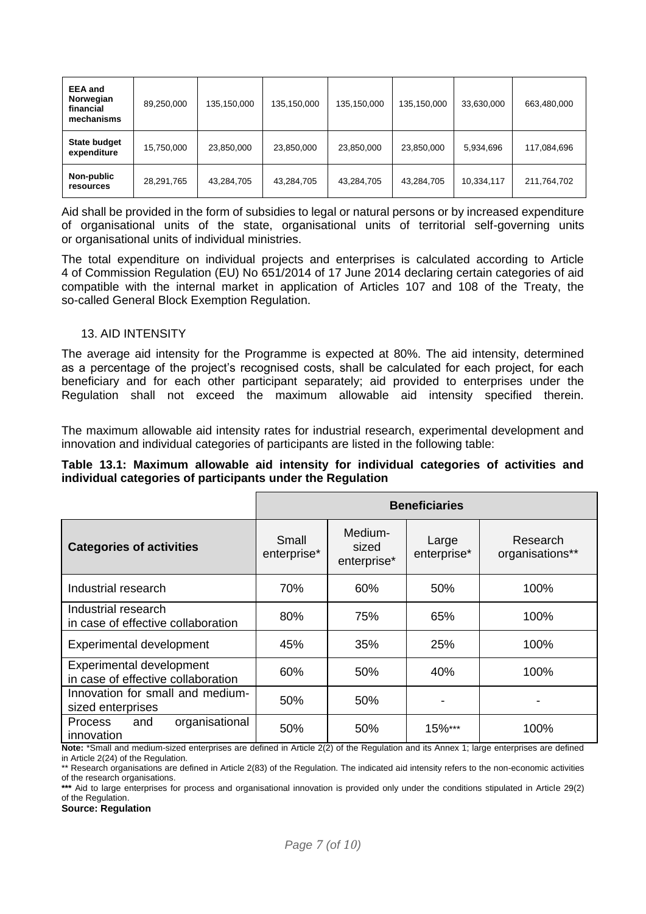| | | | | | | | |
|---|---|---|---|---|---|---|---|
| **EEA and Norwegian financial mechanisms** | 89,250,000 | 135,150,000 | 135,150,000 | 135,150,000 | 135,150,000 | 33,630,000 | 663,480,000 |
| **State budget expenditure** | 15,750,000 | 23,850,000 | 23,850,000 | 23,850,000 | 23,850,000 | 5,934,696 | 117,084,696 |
| **Non-public resources** | 28,291,765 | 43,284,705 | 43,284,705 | 43,284,705 | 43,284,705 | 10,334,117 | 211,764,702 |

Aid shall be provided in the form of subsidies to legal or natural persons or by increased expenditure of organisational units of the state, organisational units of territorial self-governing units or organisational units of individual ministries.

The total expenditure on individual projects and enterprises is calculated according to Article 4 of Commission Regulation (EU) No 651/2014 of 17 June 2014 declaring certain categories of aid compatible with the internal market in application of Articles 107 and 108 of the Treaty, the so-called General Block Exemption Regulation.

## 13. AID INTENSITY

The average aid intensity for the Programme is expected at 80%. The aid intensity, determined as a percentage of the project's recognised costs, shall be calculated for each project, for each beneficiary and for each other participant separately; aid provided to enterprises under the Regulation shall not exceed the maximum allowable aid intensity specified therein.

The maximum allowable aid intensity rates for industrial research, experimental development and innovation and individual categories of participants are listed in the following table:

**Table 13.1: Maximum allowable aid intensity for individual categories of activities and individual categories of participants under the Regulation**

| | **Beneficiaries** | | | |
|---|---|---|---|---|
| **Categories of activities** | Small enterprise* | Medium-sized enterprise* | Large enterprise* | Research organisations** |
| Industrial research | 70% | 60% | 50% | 100% |
| Industrial research in case of effective collaboration | 80% | 75% | 65% | 100% |
| Experimental development | 45% | 35% | 25% | 100% |
| Experimental development in case of effective collaboration | 60% | 50% | 40% | 100% |
| Innovation for small and medium-sized enterprises | 50% | 50% | - | - |
| Process and organisational innovation | 50% | 50% | 15%*** | 100% |

**Note:** *Small and medium-sized enterprises are defined in Article 2(2) of the Regulation and its Annex 1; large enterprises are defined in Article 2(24) of the Regulation.

** Research organisations are defined in Article 2(83) of the Regulation. The indicated aid intensity refers to the non-economic activities of the research organisations.

**\*\*\*** Aid to large enterprises for process and organisational innovation is provided only under the conditions stipulated in Article 29(2) of the Regulation.

**Source: Regulation**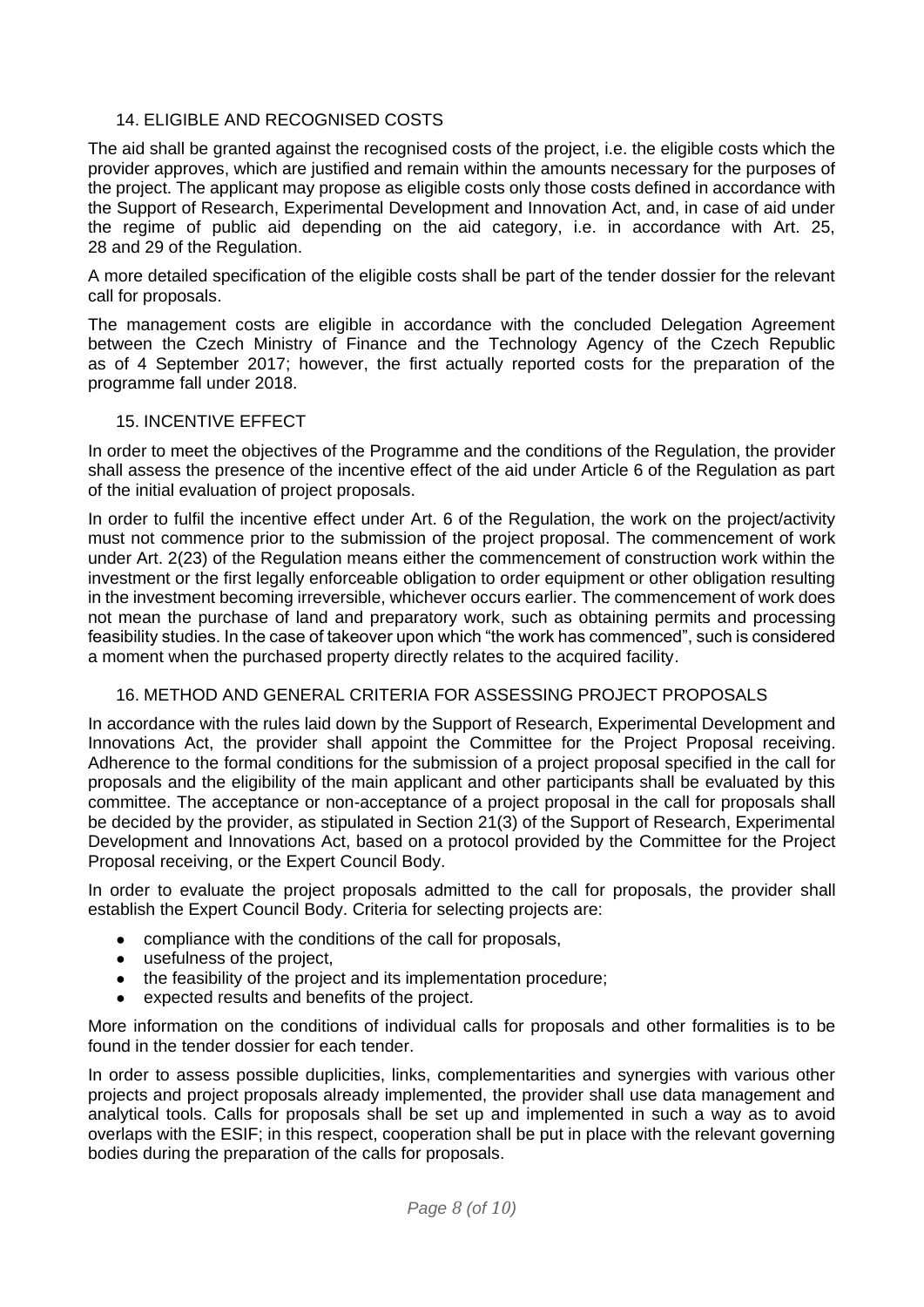## 14. ELIGIBLE AND RECOGNISED COSTS

The aid shall be granted against the recognised costs of the project, i.e. the eligible costs which the provider approves, which are justified and remain within the amounts necessary for the purposes of the project. The applicant may propose as eligible costs only those costs defined in accordance with the Support of Research, Experimental Development and Innovation Act, and, in case of aid under the regime of public aid depending on the aid category, i.e. in accordance with Art. 25, 28 and 29 of the Regulation.

A more detailed specification of the eligible costs shall be part of the tender dossier for the relevant call for proposals.

The management costs are eligible in accordance with the concluded Delegation Agreement between the Czech Ministry of Finance and the Technology Agency of the Czech Republic as of 4 September 2017; however, the first actually reported costs for the preparation of the programme fall under 2018.

## 15. INCENTIVE EFFECT

In order to meet the objectives of the Programme and the conditions of the Regulation, the provider shall assess the presence of the incentive effect of the aid under Article 6 of the Regulation as part of the initial evaluation of project proposals.

In order to fulfil the incentive effect under Art. 6 of the Regulation, the work on the project/activity must not commence prior to the submission of the project proposal. The commencement of work under Art. 2(23) of the Regulation means either the commencement of construction work within the investment or the first legally enforceable obligation to order equipment or other obligation resulting in the investment becoming irreversible, whichever occurs earlier. The commencement of work does not mean the purchase of land and preparatory work, such as obtaining permits and processing feasibility studies. In the case of takeover upon which "the work has commenced", such is considered a moment when the purchased property directly relates to the acquired facility.

## 16. METHOD AND GENERAL CRITERIA FOR ASSESSING PROJECT PROPOSALS

In accordance with the rules laid down by the Support of Research, Experimental Development and Innovations Act, the provider shall appoint the Committee for the Project Proposal receiving. Adherence to the formal conditions for the submission of a project proposal specified in the call for proposals and the eligibility of the main applicant and other participants shall be evaluated by this committee. The acceptance or non-acceptance of a project proposal in the call for proposals shall be decided by the provider, as stipulated in Section 21(3) of the Support of Research, Experimental Development and Innovations Act, based on a protocol provided by the Committee for the Project Proposal receiving, or the Expert Council Body.

In order to evaluate the project proposals admitted to the call for proposals, the provider shall establish the Expert Council Body. Criteria for selecting projects are:

- compliance with the conditions of the call for proposals,
- usefulness of the project,
- the feasibility of the project and its implementation procedure;
- expected results and benefits of the project.

More information on the conditions of individual calls for proposals and other formalities is to be found in the tender dossier for each tender.

In order to assess possible duplicities, links, complementarities and synergies with various other projects and project proposals already implemented, the provider shall use data management and analytical tools. Calls for proposals shall be set up and implemented in such a way as to avoid overlaps with the ESIF; in this respect, cooperation shall be put in place with the relevant governing bodies during the preparation of the calls for proposals.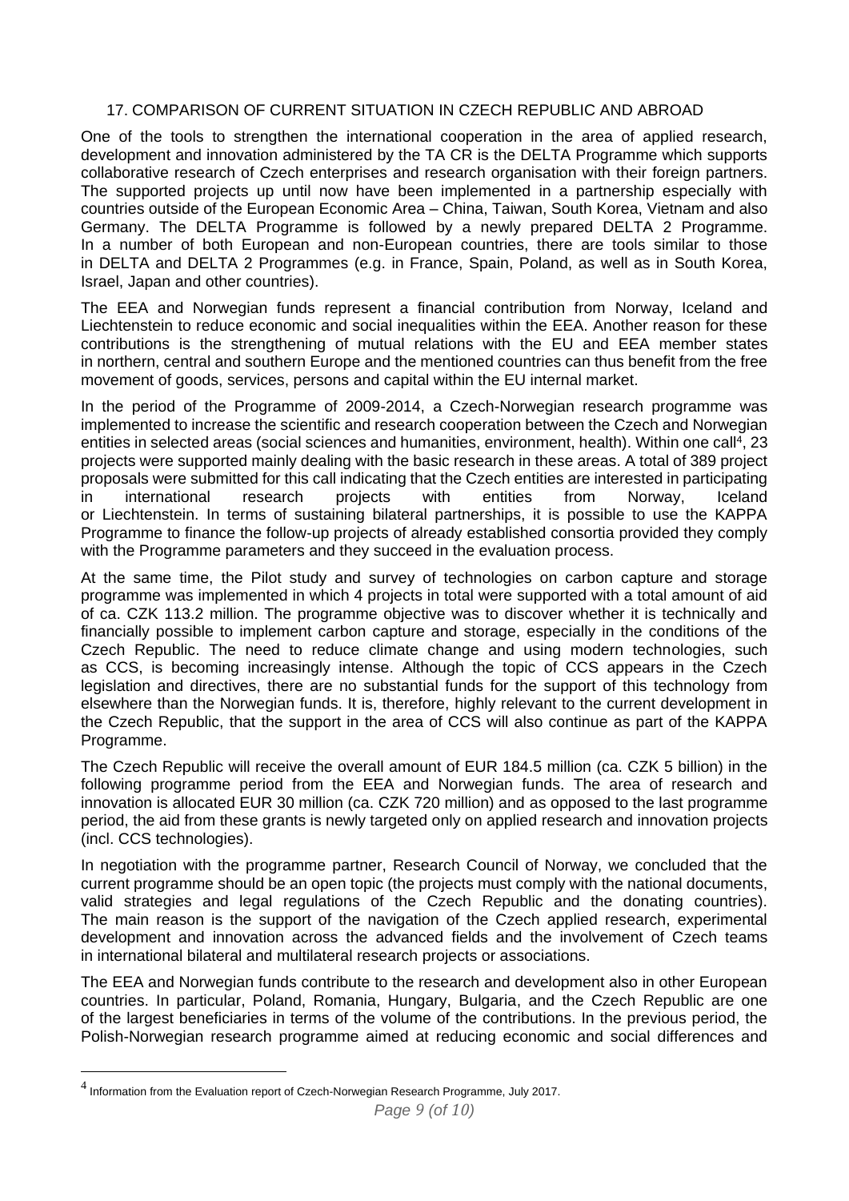## 17. COMPARISON OF CURRENT SITUATION IN CZECH REPUBLIC AND ABROAD

One of the tools to strengthen the international cooperation in the area of applied research, development and innovation administered by the TA CR is the DELTA Programme which supports collaborative research of Czech enterprises and research organisation with their foreign partners. The supported projects up until now have been implemented in a partnership especially with countries outside of the European Economic Area – China, Taiwan, South Korea, Vietnam and also Germany. The DELTA Programme is followed by a newly prepared DELTA 2 Programme. In a number of both European and non-European countries, there are tools similar to those in DELTA and DELTA 2 Programmes (e.g. in France, Spain, Poland, as well as in South Korea, Israel, Japan and other countries).

The EEA and Norwegian funds represent a financial contribution from Norway, Iceland and Liechtenstein to reduce economic and social inequalities within the EEA. Another reason for these contributions is the strengthening of mutual relations with the EU and EEA member states in northern, central and southern Europe and the mentioned countries can thus benefit from the free movement of goods, services, persons and capital within the EU internal market.

In the period of the Programme of 2009-2014, a Czech-Norwegian research programme was implemented to increase the scientific and research cooperation between the Czech and Norwegian entities in selected areas (social sciences and humanities, environment, health). Within one call[4], 23 projects were supported mainly dealing with the basic research in these areas. A total of 389 project proposals were submitted for this call indicating that the Czech entities are interested in participating in international research projects with entities from Norway, Iceland or Liechtenstein. In terms of sustaining bilateral partnerships, it is possible to use the KAPPA Programme to finance the follow-up projects of already established consortia provided they comply with the Programme parameters and they succeed in the evaluation process.

At the same time, the Pilot study and survey of technologies on carbon capture and storage programme was implemented in which 4 projects in total were supported with a total amount of aid of ca. CZK 113.2 million. The programme objective was to discover whether it is technically and financially possible to implement carbon capture and storage, especially in the conditions of the Czech Republic. The need to reduce climate change and using modern technologies, such as CCS, is becoming increasingly intense. Although the topic of CCS appears in the Czech legislation and directives, there are no substantial funds for the support of this technology from elsewhere than the Norwegian funds. It is, therefore, highly relevant to the current development in the Czech Republic, that the support in the area of CCS will also continue as part of the KAPPA Programme.

The Czech Republic will receive the overall amount of EUR 184.5 million (ca. CZK 5 billion) in the following programme period from the EEA and Norwegian funds. The area of research and innovation is allocated EUR 30 million (ca. CZK 720 million) and as opposed to the last programme period, the aid from these grants is newly targeted only on applied research and innovation projects (incl. CCS technologies).

In negotiation with the programme partner, Research Council of Norway, we concluded that the current programme should be an open topic (the projects must comply with the national documents, valid strategies and legal regulations of the Czech Republic and the donating countries). The main reason is the support of the navigation of the Czech applied research, experimental development and innovation across the advanced fields and the involvement of Czech teams in international bilateral and multilateral research projects or associations.

The EEA and Norwegian funds contribute to the research and development also in other European countries. In particular, Poland, Romania, Hungary, Bulgaria, and the Czech Republic are one of the largest beneficiaries in terms of the volume of the contributions. In the previous period, the Polish-Norwegian research programme aimed at reducing economic and social differences and

[4] Information from the Evaluation report of Czech-Norwegian Research Programme, July 2017.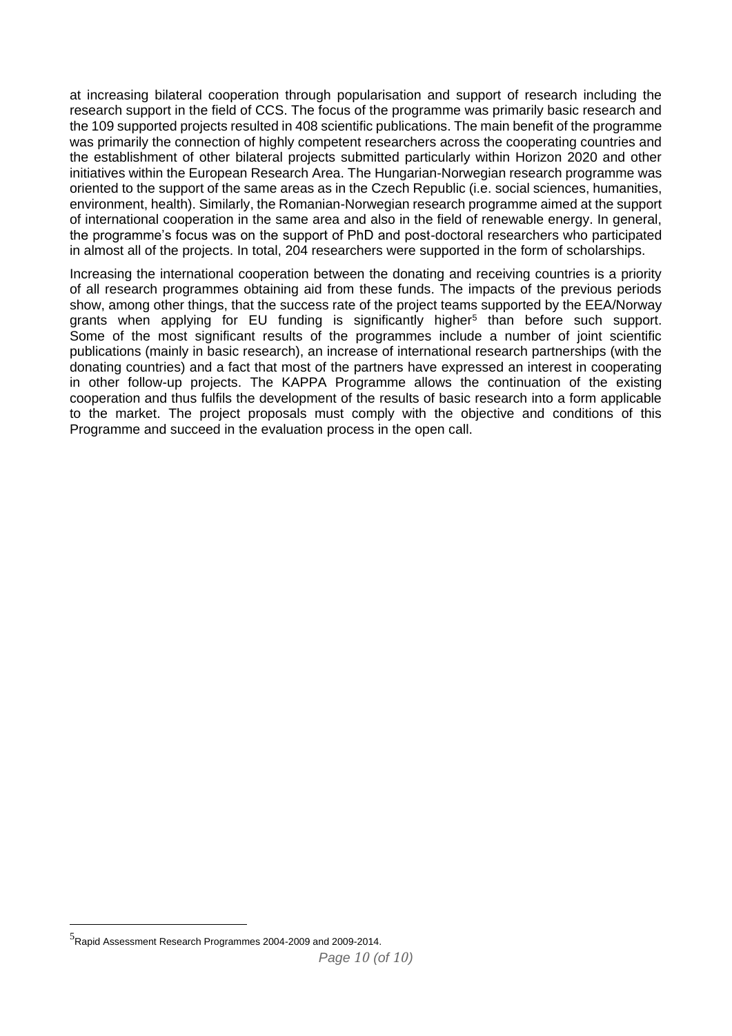at increasing bilateral cooperation through popularisation and support of research including the research support in the field of CCS. The focus of the programme was primarily basic research and the 109 supported projects resulted in 408 scientific publications. The main benefit of the programme was primarily the connection of highly competent researchers across the cooperating countries and the establishment of other bilateral projects submitted particularly within Horizon 2020 and other initiatives within the European Research Area. The Hungarian-Norwegian research programme was oriented to the support of the same areas as in the Czech Republic (i.e. social sciences, humanities, environment, health). Similarly, the Romanian-Norwegian research programme aimed at the support of international cooperation in the same area and also in the field of renewable energy. In general, the programme's focus was on the support of PhD and post-doctoral researchers who participated in almost all of the projects. In total, 204 researchers were supported in the form of scholarships.

Increasing the international cooperation between the donating and receiving countries is a priority of all research programmes obtaining aid from these funds. The impacts of the previous periods show, among other things, that the success rate of the project teams supported by the EEA/Norway grants when applying for EU funding is significantly higher[5] than before such support. Some of the most significant results of the programmes include a number of joint scientific publications (mainly in basic research), an increase of international research partnerships (with the donating countries) and a fact that most of the partners have expressed an interest in cooperating in other follow-up projects. The KAPPA Programme allows the continuation of the existing cooperation and thus fulfils the development of the results of basic research into a form applicable to the market. The project proposals must comply with the objective and conditions of this Programme and succeed in the evaluation process in the open call.

[5] Rapid Assessment Research Programmes 2004-2009 and 2009-2014.